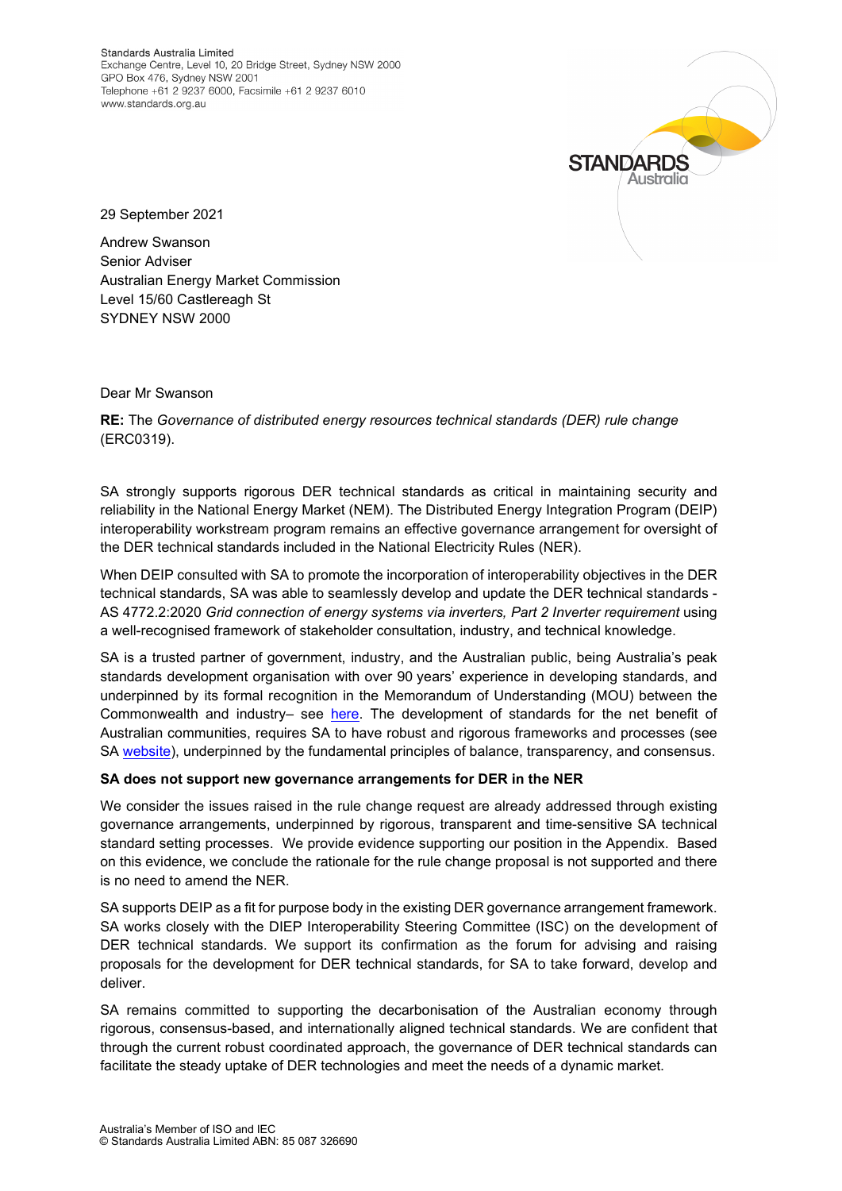Standards Australia Limited
Exchange Centre, Level 10, 20 Bridge Street, Sydney NSW 2000
GPO Box 476, Sydney NSW 2001
Telephone +61 2 9237 6000, Facsimile +61 2 9237 6010
www.standards.org.au

29 September 2021

Andrew Swanson
Senior Adviser
Australian Energy Market Commission
Level 15/60 Castlereagh St
SYDNEY NSW 2000

Dear Mr Swanson

**RE:** The *Governance of distributed energy resources technical standards (DER) rule change* (ERC0319).

SA strongly supports rigorous DER technical standards as critical in maintaining security and reliability in the National Energy Market (NEM). The Distributed Energy Integration Program (DEIP) interoperability workstream program remains an effective governance arrangement for oversight of the DER technical standards included in the National Electricity Rules (NER).

When DEIP consulted with SA to promote the incorporation of interoperability objectives in the DER technical standards, SA was able to seamlessly develop and update the DER technical standards - AS 4772.2:2020 *Grid connection of energy systems via inverters, Part 2 Inverter requirement* using a well-recognised framework of stakeholder consultation, industry, and technical knowledge.

SA is a trusted partner of government, industry, and the Australian public, being Australia's peak standards development organisation with over 90 years' experience in developing standards, and underpinned by its formal recognition in the Memorandum of Understanding (MOU) between the Commonwealth and industry– see here. The development of standards for the net benefit of Australian communities, requires SA to have robust and rigorous frameworks and processes (see SA website), underpinned by the fundamental principles of balance, transparency, and consensus.

**SA does not support new governance arrangements for DER in the NER**

We consider the issues raised in the rule change request are already addressed through existing governance arrangements, underpinned by rigorous, transparent and time-sensitive SA technical standard setting processes. We provide evidence supporting our position in the Appendix. Based on this evidence, we conclude the rationale for the rule change proposal is not supported and there is no need to amend the NER.

SA supports DEIP as a fit for purpose body in the existing DER governance arrangement framework. SA works closely with the DIEP Interoperability Steering Committee (ISC) on the development of DER technical standards. We support its confirmation as the forum for advising and raising proposals for the development for DER technical standards, for SA to take forward, develop and deliver.

SA remains committed to supporting the decarbonisation of the Australian economy through rigorous, consensus-based, and internationally aligned technical standards. We are confident that through the current robust coordinated approach, the governance of DER technical standards can facilitate the steady uptake of DER technologies and meet the needs of a dynamic market.

Australia's Member of ISO and IEC
© Standards Australia Limited ABN: 85 087 326690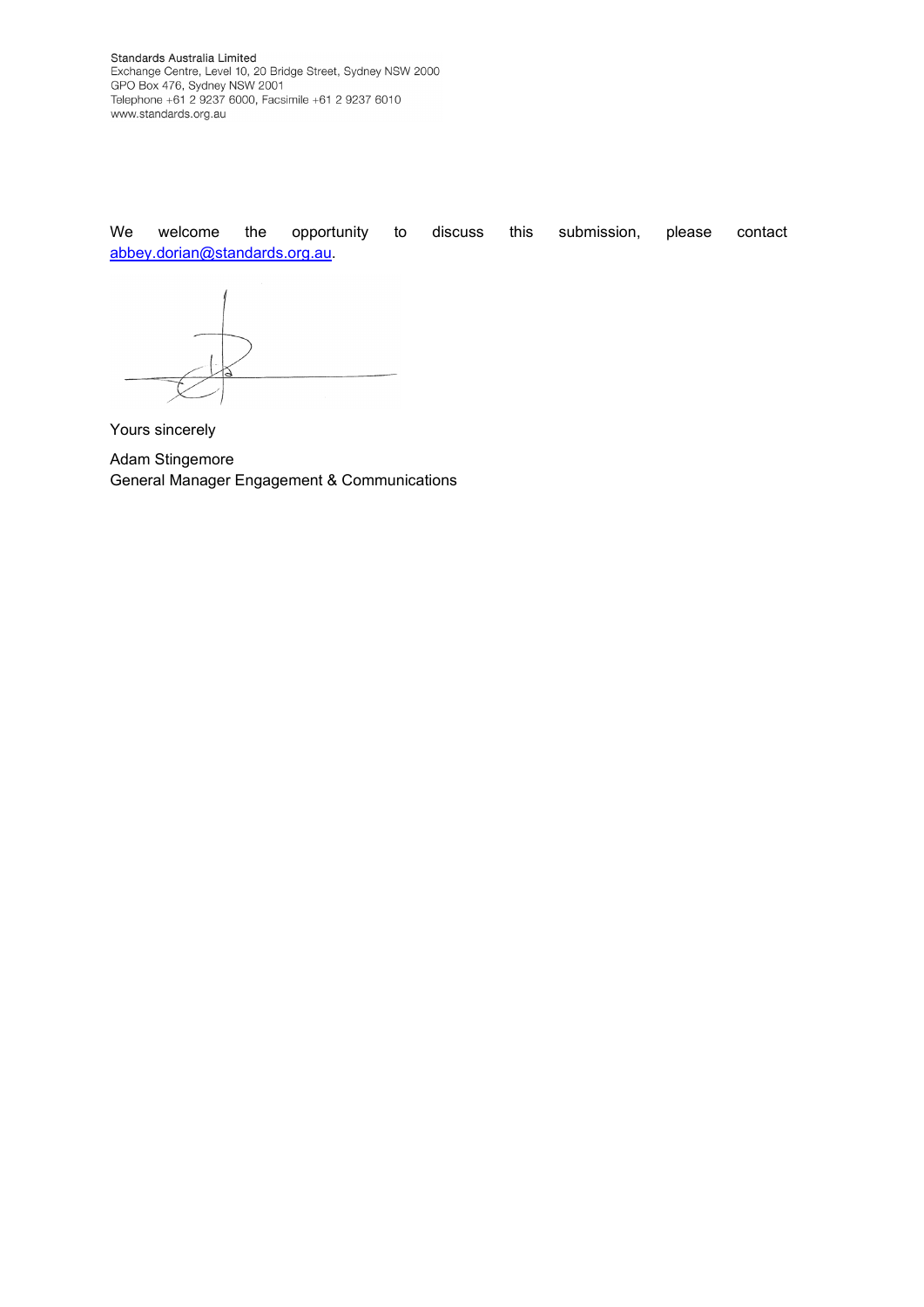Standards Australia Limited
Exchange Centre, Level 10, 20 Bridge Street, Sydney NSW 2000
GPO Box 476, Sydney NSW 2001
Telephone +61 2 9237 6000, Facsimile +61 2 9237 6010
www.standards.org.au

We welcome the opportunity to discuss this submission, please contact abbey.dorian@standards.org.au.

Yours sincerely

Adam Stingemore
General Manager Engagement & Communications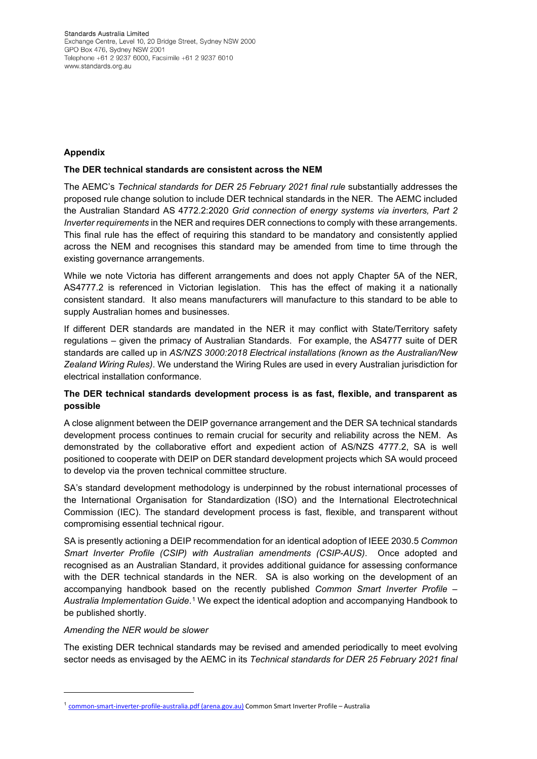Standards Australia Limited
Exchange Centre, Level 10, 20 Bridge Street, Sydney NSW 2000
GPO Box 476, Sydney NSW 2001
Telephone +61 2 9237 6000, Facsimile +61 2 9237 6010
www.standards.org.au

## Appendix

**The DER technical standards are consistent across the NEM**

The AEMC's *Technical standards for DER 25 February 2021 final rule* substantially addresses the proposed rule change solution to include DER technical standards in the NER. The AEMC included the Australian Standard AS 4772.2:2020 *Grid connection of energy systems via inverters, Part 2 Inverter requirements* in the NER and requires DER connections to comply with these arrangements. This final rule has the effect of requiring this standard to be mandatory and consistently applied across the NEM and recognises this standard may be amended from time to time through the existing governance arrangements.

While we note Victoria has different arrangements and does not apply Chapter 5A of the NER, AS4777.2 is referenced in Victorian legislation. This has the effect of making it a nationally consistent standard. It also means manufacturers will manufacture to this standard to be able to supply Australian homes and businesses.

If different DER standards are mandated in the NER it may conflict with State/Territory safety regulations – given the primacy of Australian Standards. For example, the AS4777 suite of DER standards are called up in *AS/NZS 3000:2018 Electrical installations (known as the Australian/New Zealand Wiring Rules)*. We understand the Wiring Rules are used in every Australian jurisdiction for electrical installation conformance.

**The DER technical standards development process is as fast, flexible, and transparent as possible**

A close alignment between the DEIP governance arrangement and the DER SA technical standards development process continues to remain crucial for security and reliability across the NEM. As demonstrated by the collaborative effort and expedient action of AS/NZS 4777.2, SA is well positioned to cooperate with DEIP on DER standard development projects which SA would proceed to develop via the proven technical committee structure.

SA's standard development methodology is underpinned by the robust international processes of the International Organisation for Standardization (ISO) and the International Electrotechnical Commission (IEC). The standard development process is fast, flexible, and transparent without compromising essential technical rigour.

SA is presently actioning a DEIP recommendation for an identical adoption of IEEE 2030.5 *Common Smart Inverter Profile (CSIP) with Australian amendments (CSIP-AUS)*. Once adopted and recognised as an Australian Standard, it provides additional guidance for assessing conformance with the DER technical standards in the NER. SA is also working on the development of an accompanying handbook based on the recently published *Common Smart Inverter Profile – Australia Implementation Guide*.[1] We expect the identical adoption and accompanying Handbook to be published shortly.

*Amending the NER would be slower*

The existing DER technical standards may be revised and amended periodically to meet evolving sector needs as envisaged by the AEMC in its *Technical standards for DER 25 February 2021 final*

---

[1] common-smart-inverter-profile-australia.pdf (arena.gov.au) Common Smart Inverter Profile – Australia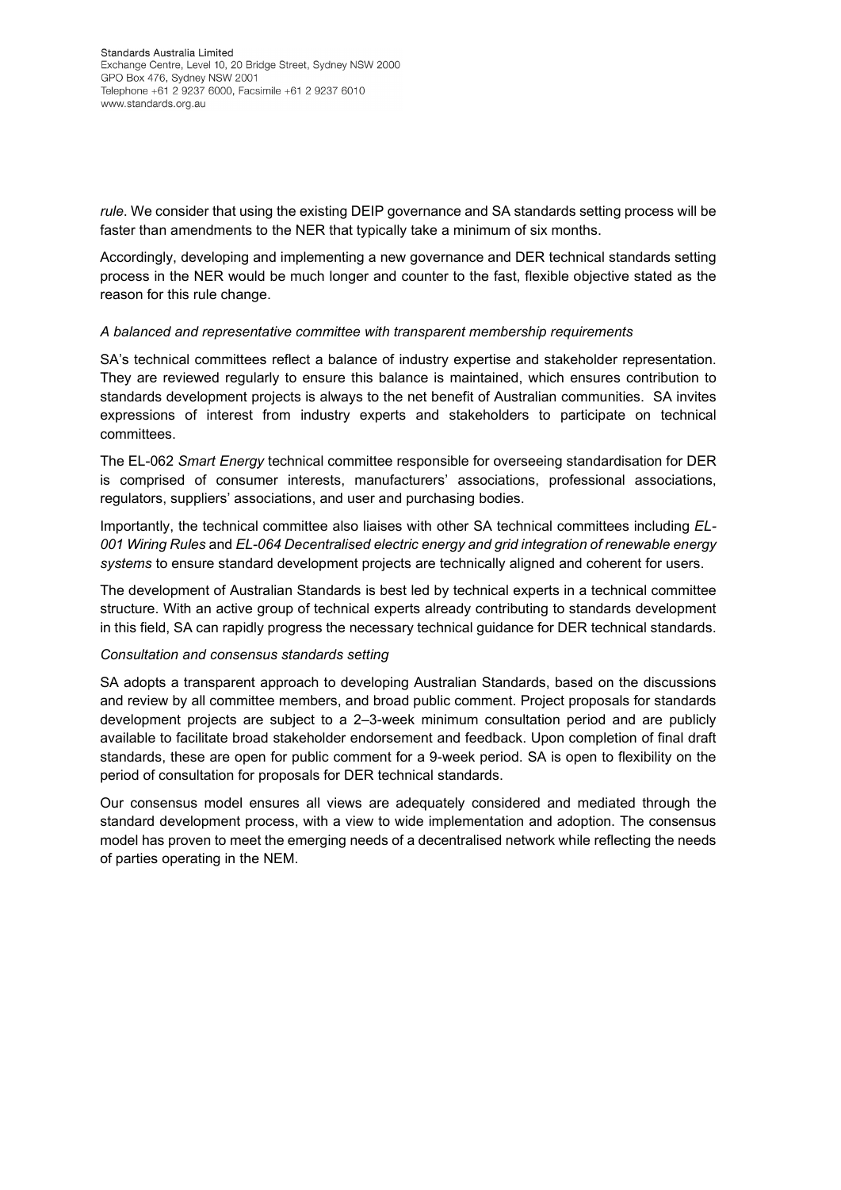*rule*. We consider that using the existing DEIP governance and SA standards setting process will be faster than amendments to the NER that typically take a minimum of six months.

Accordingly, developing and implementing a new governance and DER technical standards setting process in the NER would be much longer and counter to the fast, flexible objective stated as the reason for this rule change.

*A balanced and representative committee with transparent membership requirements*

SA's technical committees reflect a balance of industry expertise and stakeholder representation. They are reviewed regularly to ensure this balance is maintained, which ensures contribution to standards development projects is always to the net benefit of Australian communities. SA invites expressions of interest from industry experts and stakeholders to participate on technical committees.

The EL-062 *Smart Energy* technical committee responsible for overseeing standardisation for DER is comprised of consumer interests, manufacturers' associations, professional associations, regulators, suppliers' associations, and user and purchasing bodies.

Importantly, the technical committee also liaises with other SA technical committees including *EL-001 Wiring Rules* and *EL-064 Decentralised electric energy and grid integration of renewable energy systems* to ensure standard development projects are technically aligned and coherent for users.

The development of Australian Standards is best led by technical experts in a technical committee structure. With an active group of technical experts already contributing to standards development in this field, SA can rapidly progress the necessary technical guidance for DER technical standards.

*Consultation and consensus standards setting*

SA adopts a transparent approach to developing Australian Standards, based on the discussions and review by all committee members, and broad public comment. Project proposals for standards development projects are subject to a 2–3-week minimum consultation period and are publicly available to facilitate broad stakeholder endorsement and feedback. Upon completion of final draft standards, these are open for public comment for a 9-week period. SA is open to flexibility on the period of consultation for proposals for DER technical standards.

Our consensus model ensures all views are adequately considered and mediated through the standard development process, with a view to wide implementation and adoption. The consensus model has proven to meet the emerging needs of a decentralised network while reflecting the needs of parties operating in the NEM.